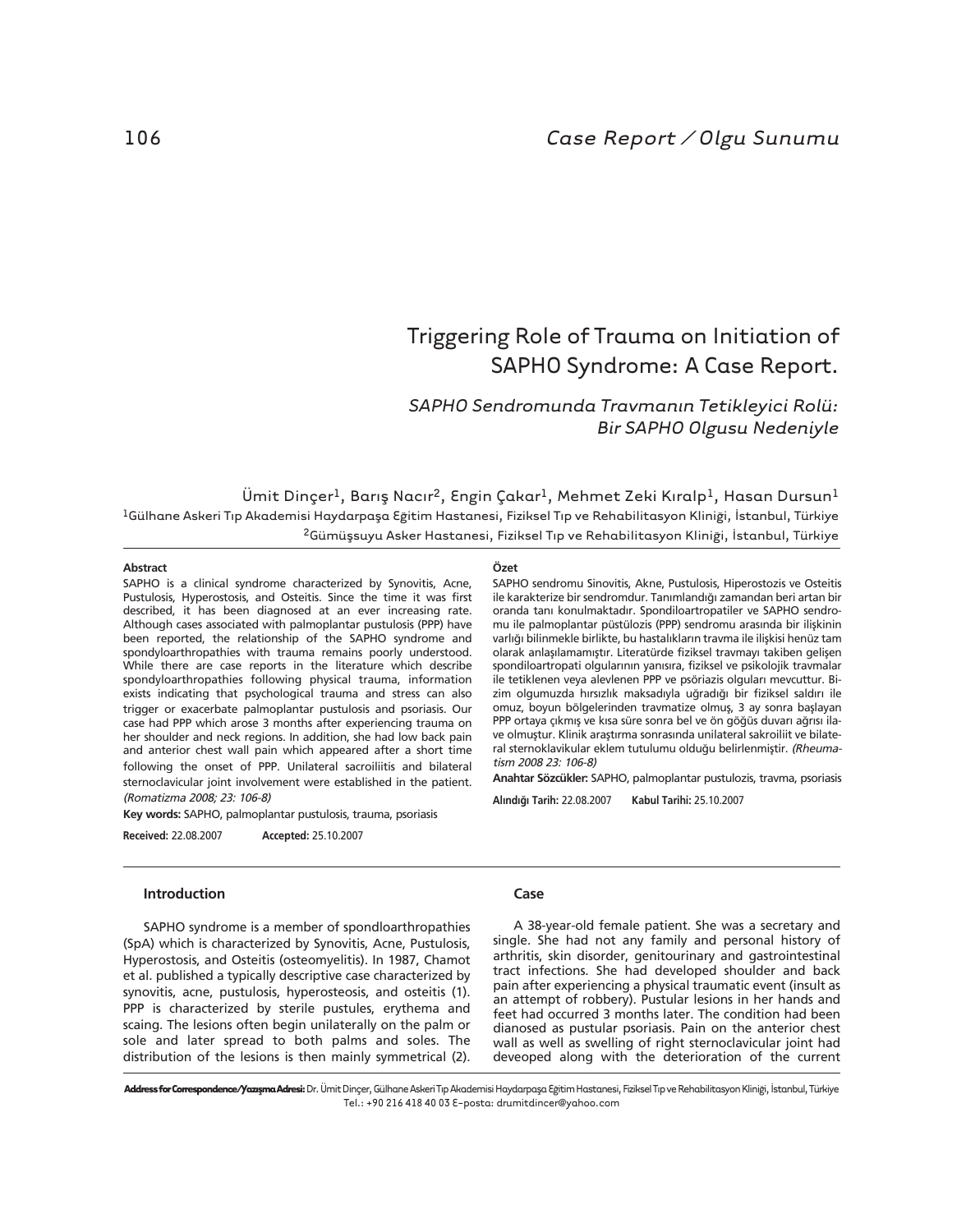Case Report / Olgu Sunumu

# Triggering Role of Trauma on Initiation of SAPHO Syndrome: A Case Report.

## *SAPHO Sendromunda Travmanın Tetikleyici Rolü: Bir SAPHO Olgusu Nedeniyle*

Ümit Dinçer[1], Barış Nacır[2], Engin Çakar[1], Mehmet Zeki Kıralp[1], Hasan Dursun[1]

[1]Gülhane Askeri Tıp Akademisi Haydarpaşa Eğitim Hastanesi, Fiziksel Tıp ve Rehabilitasyon Kliniği, İstanbul, Türkiye
[2]Gümüşsuyu Asker Hastanesi, Fiziksel Tıp ve Rehabilitasyon Kliniği, İstanbul, Türkiye

**Abstract**

SAPHO is a clinical syndrome characterized by Synovitis, Acne, Pustulosis, Hyperostosis, and Osteitis. Since the time it was first described, it has been diagnosed at an ever increasing rate. Although cases associated with palmoplantar pustulosis (PPP) have been reported, the relationship of the SAPHO syndrome and spondyloarthropathies with trauma remains poorly understood. While there are case reports in the literature which describe spondyloarthropathies following physical trauma, information exists indicating that psychological trauma and stress can also trigger or exacerbate palmoplantar pustulosis and psoriasis. Our case had PPP which arose 3 months after experiencing trauma on her shoulder and neck regions. In addition, she had low back pain and anterior chest wall pain which appeared after a short time following the onset of PPP. Unilateral sacroiliitis and bilateral sternoclavicular joint involvement were established in the patient. *(Romatizma 2008; 23: 106-8)*

**Key words:** SAPHO, palmoplantar pustulosis, trauma, psoriasis

**Received:** 22.08.2007 **Accepted:** 25.10.2007

**Özet**

SAPHO sendromu Sinovitis, Akne, Pustulosis, Hiperostozis ve Osteitis ile karakterize bir sendromdur. Tanımlandığı zamandan beri artan bir oranda tanı konulmaktadır. Spondiloartropatiler ve SAPHO sendromu ile palmoplantar püstülozis (PPP) sendromu arasında bir ilişkinin varlığı bilinmekle birlikte, bu hastalıkların travma ile ilişkisi henüz tam olarak anlaşılamamıştır. Literatürde fiziksel travmayı takiben gelişen spondiloartropati olgularının yanısıra, fiziksel ve psikolojik travmalar ile tetiklenen veya alevlenen PPP ve psöriazis olguları mevcuttur. Bizim olgumuzda hırsızlık maksadıyla uğradığı bir fiziksel saldırı ile omuz, boyun bölgelerinden travmatize olmuş, 3 ay sonra başlayan PPP ortaya çıkmış ve kısa süre sonra bel ve ön göğüs duvarı ağrısı ilave olmuştur. Klinik araştırma sonrasında unilateral sakroiliit ve bilateral sternoklavikular eklem tutulumu olduğu belirlenmiştir. *(Rheumatism 2008 23: 106-8)*

**Anahtar Sözcükler:** SAPHO, palmoplantar pustulozis, travma, psoriasis

**Alındığı Tarih:** 22.08.2007 **Kabul Tarihi:** 25.10.2007

## Introduction

SAPHO syndrome is a member of spondloarthropathies (SpA) which is characterized by Synovitis, Acne, Pustulosis, Hyperostosis, and Osteitis (osteomyelitis). In 1987, Chamot et al. published a typically descriptive case characterized by synovitis, acne, pustulosis, hyperosteosis, and osteitis (1). PPP is characterized by sterile pustules, erythema and scaing. The lesions often begin unilaterally on the palm or sole and later spread to both palms and soles. The distribution of the lesions is then mainly symmetrical (2).

## Case

A 38-year-old female patient. She was a secretary and single. She had not any family and personal history of arthritis, skin disorder, genitourinary and gastrointestinal tract infections. She had developed shoulder and back pain after experiencing a physical traumatic event (insult as an attempt of robbery). Pustular lesions in her hands and feet had occurred 3 months later. The condition had been dianosed as pustular psoriasis. Pain on the anterior chest wall as well as swelling of right sternoclavicular joint had deveoped along with the deterioration of the current

**Address for Correspondence/Yazışma Adresi:** Dr. Ümit Dinçer, Gülhane Askeri Tıp Akademisi Haydarpaşa Eğitim Hastanesi, Fiziksel Tıp ve Rehabilitasyon Kliniği, İstanbul, Türkiye
Tel.: +90 216 418 40 03 E-posta: drumitdincer@yahoo.com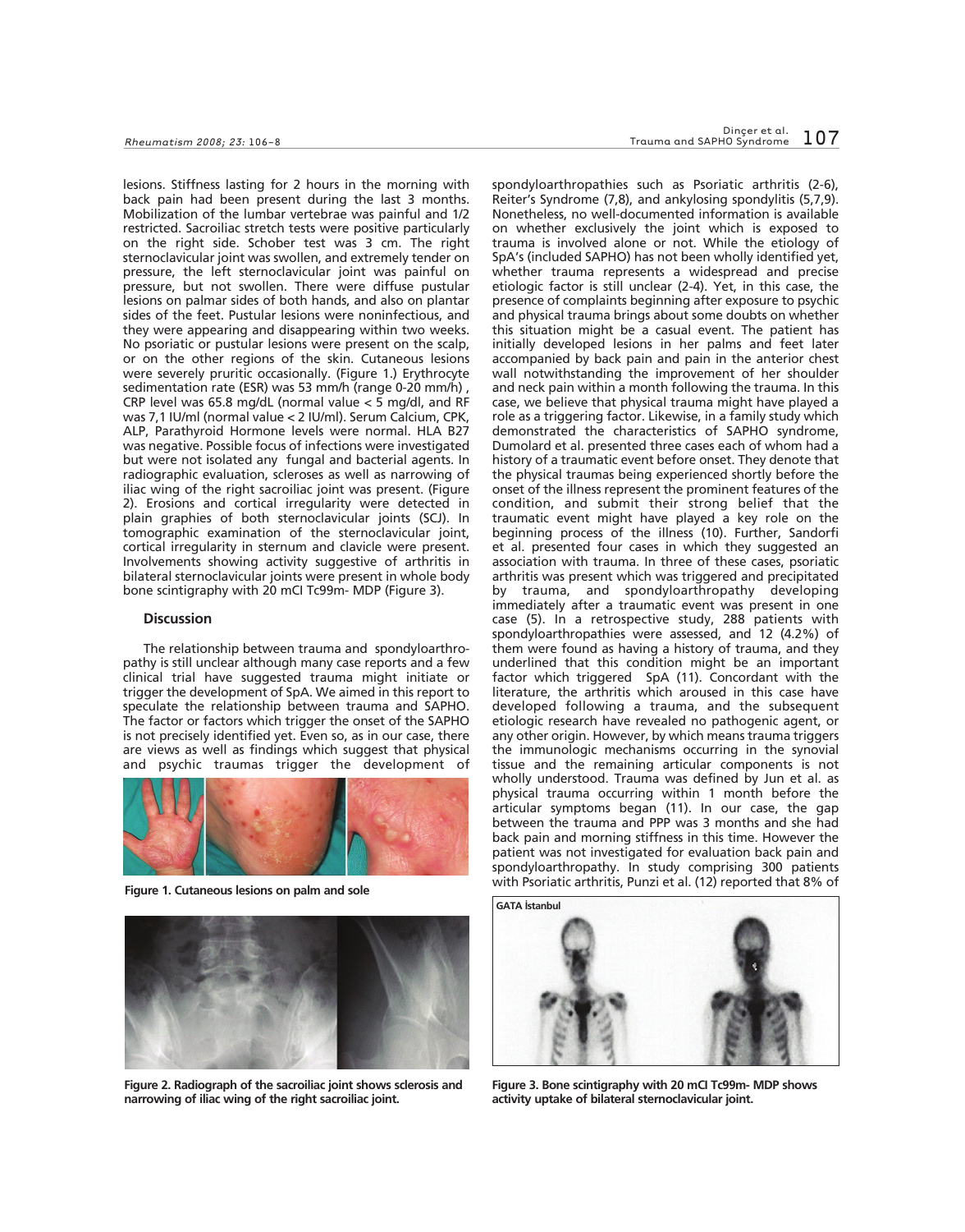lesions. Stiffness lasting for 2 hours in the morning with back pain had been present during the last 3 months. Mobilization of the lumbar vertebrae was painful and 1/2 restricted. Sacroiliac stretch tests were positive particularly on the right side. Schober test was 3 cm. The right sternoclavicular joint was swollen, and extremely tender on pressure, the left sternoclavicular joint was painful on pressure, but not swollen. There were diffuse pustular lesions on palmar sides of both hands, and also on plantar sides of the feet. Pustular lesions were noninfectious, and they were appearing and disappearing within two weeks. No psoriatic or pustular lesions were present on the scalp, or on the other regions of the skin. Cutaneous lesions were severely pruritic occasionally. (Figure 1.) Erythrocyte sedimentation rate (ESR) was 53 mm/h (range 0-20 mm/h) , CRP level was 65.8 mg/dL (normal value < 5 mg/dl, and RF was 7,1 IU/ml (normal value < 2 IU/ml). Serum Calcium, CPK, ALP, Parathyroid Hormone levels were normal. HLA B27 was negative. Possible focus of infections were investigated but were not isolated any fungal and bacterial agents. In radiographic evaluation, scleroses as well as narrowing of iliac wing of the right sacroiliac joint was present. (Figure 2). Erosions and cortical irregularity were detected in plain graphies of both sternoclavicular joints (SCJ). In tomographic examination of the sternoclavicular joint, cortical irregularity in sternum and clavicle were present. Involvements showing activity suggestive of arthritis in bilateral sternoclavicular joints were present in whole body bone scintigraphy with 20 mCI Tc99m- MDP (Figure 3).

## Discussion

The relationship between trauma and spondyloarthropathy is still unclear although many case reports and a few clinical trial have suggested trauma might initiate or trigger the development of SpA. We aimed in this report to speculate the relationship between trauma and SAPHO. The factor or factors which trigger the onset of the SAPHO is not precisely identified yet. Even so, as in our case, there are views as well as findings which suggest that physical and psychic traumas trigger the development of spondyloarthropathies such as Psoriatic arthritis (2-6), Reiter's Syndrome (7,8), and ankylosing spondylitis (5,7,9). Nonetheless, no well-documented information is available on whether exclusively the joint which is exposed to trauma is involved alone or not. While the etiology of SpA's (included SAPHO) has not been wholly identified yet, whether trauma represents a widespread and precise etiologic factor is still unclear (2-4). Yet, in this case, the presence of complaints beginning after exposure to psychic and physical trauma brings about some doubts on whether this situation might be a casual event. The patient has initially developed lesions in her palms and feet later accompanied by back pain and pain in the anterior chest wall notwithstanding the improvement of her shoulder and neck pain within a month following the trauma. In this case, we believe that physical trauma might have played a role as a triggering factor. Likewise, in a family study which demonstrated the characteristics of SAPHO syndrome, Dumolard et al. presented three cases each of whom had a history of a traumatic event before onset. They denote that the physical traumas being experienced shortly before the onset of the illness represent the prominent features of the condition, and submit their strong belief that the traumatic event might have played a key role on the beginning process of the illness (10). Further, Sandorfi et al. presented four cases in which they suggested an association with trauma. In three of these cases, psoriatic arthritis was present which was triggered and precipitated by trauma, and spondyloarthropathy developing immediately after a traumatic event was present in one case (5). In a retrospective study, 288 patients with spondyloarthropathies were assessed, and 12 (4.2%) of them were found as having a history of trauma, and they underlined that this condition might be an important factor which triggered SpA (11). Concordant with the literature, the arthritis which aroused in this case have developed following a trauma, and the subsequent etiologic research have revealed no pathogenic agent, or any other origin. However, by which means trauma triggers the immunologic mechanisms occurring in the synovial tissue and the remaining articular components is not wholly understood. Trauma was defined by Jun et al. as physical trauma occurring within 1 month before the articular symptoms began (11). In our case, the gap between the trauma and PPP was 3 months and she had back pain and morning stiffness in this time. However the patient was not investigated for evaluation back pain and spondyloarthropathy. In study comprising 300 patients with Psoriatic arthritis, Punzi et al. (12) reported that 8% of

Figure 1. Cutaneous lesions on palm and sole

Figure 2. Radiograph of the sacroiliac joint shows sclerosis and narrowing of iliac wing of the right sacroiliac joint.

Figure 3. Bone scintigraphy with 20 mCI Tc99m- MDP shows activity uptake of bilateral sternoclavicular joint.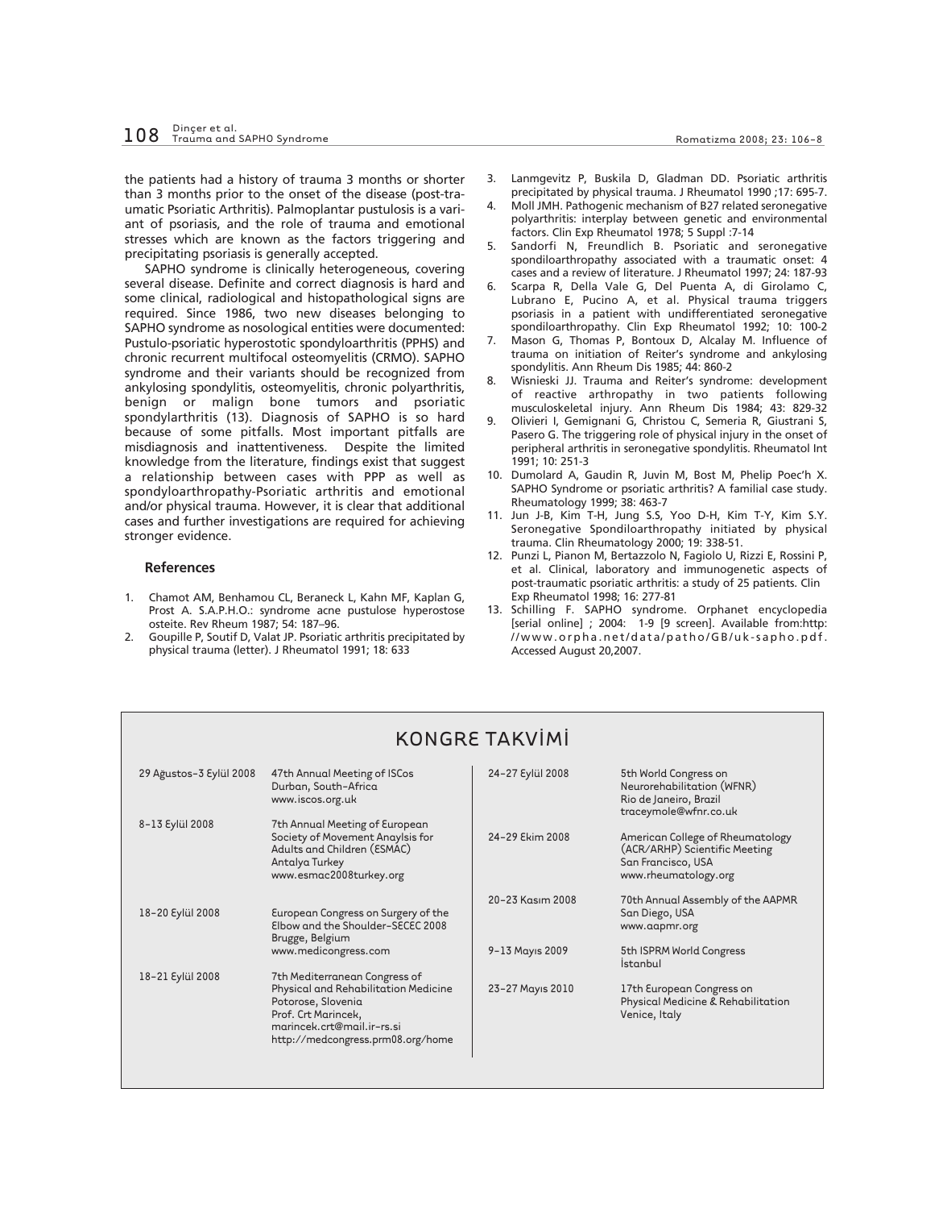the patients had a history of trauma 3 months or shorter than 3 months prior to the onset of the disease (post-traumatic Psoriatic Arthritis). Palmoplantar pustulosis is a variant of psoriasis, and the role of trauma and emotional stresses which are known as the factors triggering and precipitating psoriasis is generally accepted.

SAPHO syndrome is clinically heterogeneous, covering several disease. Definite and correct diagnosis is hard and some clinical, radiological and histopathological signs are required. Since 1986, two new diseases belonging to SAPHO syndrome as nosological entities were documented: Pustulo-psoriatic hyperostotic spondyloarthritis (PPHS) and chronic recurrent multifocal osteomyelitis (CRMO). SAPHO syndrome and their variants should be recognized from ankylosing spondylitis, osteomyelitis, chronic polyarthritis, benign or malign bone tumors and psoriatic spondylarthritis (13). Diagnosis of SAPHO is so hard because of some pitfalls. Most important pitfalls are misdiagnosis and inattentiveness. Despite the limited knowledge from the literature, findings exist that suggest a relationship between cases with PPP as well as spondyloarthropathy-Psoriatic arthritis and emotional and/or physical trauma. However, it is clear that additional cases and further investigations are required for achieving stronger evidence.

## References

1. Chamot AM, Benhamou CL, Beraneck L, Kahn MF, Kaplan G, Prost A. S.A.P.H.O.: syndrome acne pustulose hyperostose osteite. Rev Rheum 1987; 54: 187–96.
2. Goupille P, Soutif D, Valat JP. Psoriatic arthritis precipitated by physical trauma (letter). J Rheumatol 1991; 18: 633
3. Lanmgevitz P, Buskila D, Gladman DD. Psoriatic arthritis precipitated by physical trauma. J Rheumatol 1990 ;17: 695-7.
4. Moll JMH. Pathogenic mechanism of B27 related seronegative polyarthritis: interplay between genetic and environmental factors. Clin Exp Rheumatol 1978; 5 Suppl :7-14
5. Sandorfi N, Freundlich B. Psoriatic and seronegative spondiloarthropathy associated with a traumatic onset: 4 cases and a review of literature. J Rheumatol 1997; 24: 187-93
6. Scarpa R, Della Vale G, Del Puenta A, di Girolamo C, Lubrano E, Pucino A, et al. Physical trauma triggers psoriasis in a patient with undifferentiated seronegative spondiloarthropathy. Clin Exp Rheumatol 1992; 10: 100-2
7. Mason G, Thomas P, Bontoux D, Alcalay M. Influence of trauma on initiation of Reiter's syndrome and ankylosing spondylitis. Ann Rheum Dis 1985; 44: 860-2
8. Wisnieski JJ. Trauma and Reiter's syndrome: development of reactive arthropathy in two patients following musculoskeletal injury. Ann Rheum Dis 1984; 43: 829-32
9. Olivieri I, Gemignani G, Christou C, Semeria R, Giustrani S, Pasero G. The triggering role of physical injury in the onset of peripheral arthritis in seronegative spondylitis. Rheumatol Int 1991; 10: 251-3
10. Dumolard A, Gaudin R, Juvin M, Bost M, Phelip Poec'h X. SAPHO Syndrome or psoriatic arthritis? A familial case study. Rheumatology 1999; 38: 463-7
11. Jun J-B, Kim T-H, Jung S.S, Yoo D-H, Kim T-Y, Kim S.Y. Seronegative Spondiloarthropathy initiated by physical trauma. Clin Rheumatology 2000; 19: 338-51.
12. Punzi L, Pianon M, Bertazzolo N, Fagiolo U, Rizzi E, Rossini P, et al. Clinical, laboratory and immunogenetic aspects of post-traumatic psoriatic arthritis: a study of 25 patients. Clin Exp Rheumatol 1998; 16: 277-81
13. Schilling F. SAPHO syndrome. Orphanet encyclopedia [serial online] ; 2004: 1-9 [9 screen]. Available from:http: //www.orpha.net/data/patho/GB/uk-sapho.pdf. Accessed August 20,2007.

## KONGRE TAKVİMİ

| | |
|---|---|
| 29 Ağustos-3 Eylül 2008 | 47th Annual Meeting of ISCos<br>Durban, South-Africa<br>www.iscos.org.uk |
| 8-13 Eylül 2008 | 7th Annual Meeting of European Society of Movement Anaylsis for Adults and Children (ESMAC)<br>Antalya Turkey<br>www.esmac2008turkey.org |
| 18-20 Eylül 2008 | European Congress on Surgery of the Elbow and the Shoulder-SECEC 2008<br>Brugge, Belgium<br>www.medicongress.com |
| 18-21 Eylül 2008 | 7th Mediterranean Congress of Physical and Rehabilitation Medicine<br>Potorose, Slovenia<br>Prof. Crt Marincek,<br>marincek.crt@mail.ir-rs.si<br>http://medcongress.prm08.org/home |
| 24-27 Eylül 2008 | 5th World Congress on Neurorehabilitation (WFNR)<br>Rio de Janeiro, Brazil<br>traceymole@wfnr.co.uk |
| 24-29 Ekim 2008 | American College of Rheumatology (ACR/ARHP) Scientific Meeting<br>San Francisco, USA<br>www.rheumatology.org |
| 20-23 Kasım 2008 | 70th Annual Assembly of the AAPMR<br>San Diego, USA<br>www.aapmr.org |
| 9-13 Mayıs 2009 | 5th ISPRM World Congress<br>İstanbul |
| 23-27 Mayıs 2010 | 17th European Congress on Physical Medicine & Rehabilitation<br>Venice, Italy |